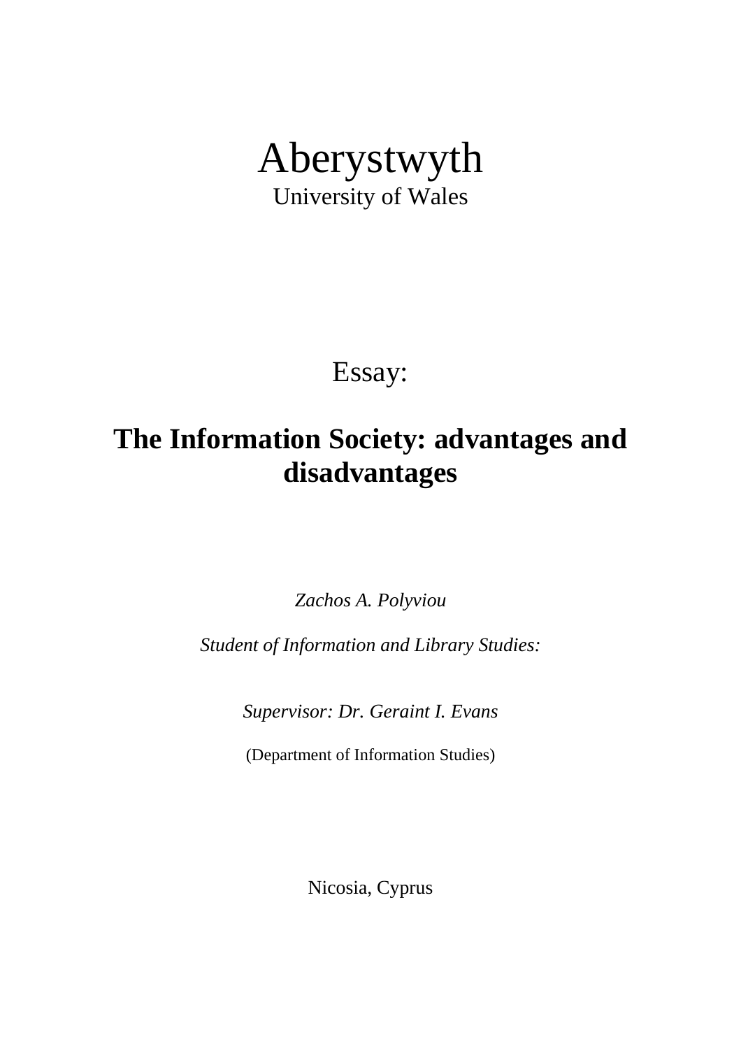Aberystwyth

University of Wales

Essay:

# The Information Society: advantages and disadvantages

*Zachos A. Polyviou*

*Student of Information and Library Studies:*

*Supervisor: Dr. Geraint I. Evans*

(Department of Information Studies)

Nicosia, Cyprus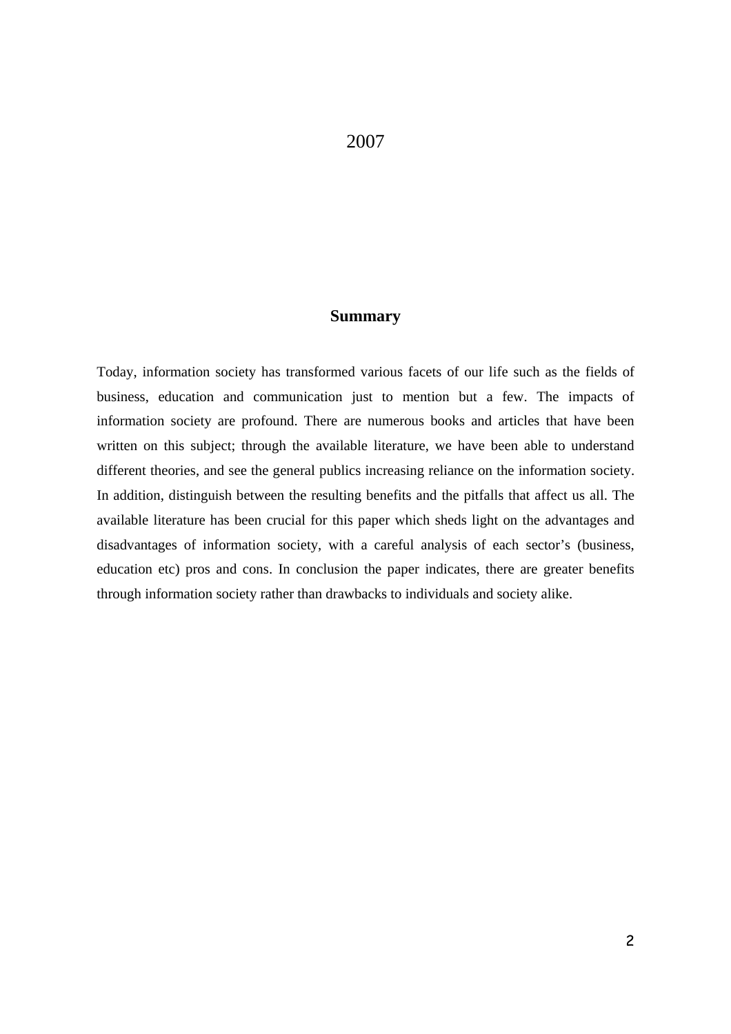2007

## Summary

Today, information society has transformed various facets of our life such as the fields of business, education and communication just to mention but a few. The impacts of information society are profound. There are numerous books and articles that have been written on this subject; through the available literature, we have been able to understand different theories, and see the general publics increasing reliance on the information society. In addition, distinguish between the resulting benefits and the pitfalls that affect us all. The available literature has been crucial for this paper which sheds light on the advantages and disadvantages of information society, with a careful analysis of each sector's (business, education etc) pros and cons. In conclusion the paper indicates, there are greater benefits through information society rather than drawbacks to individuals and society alike.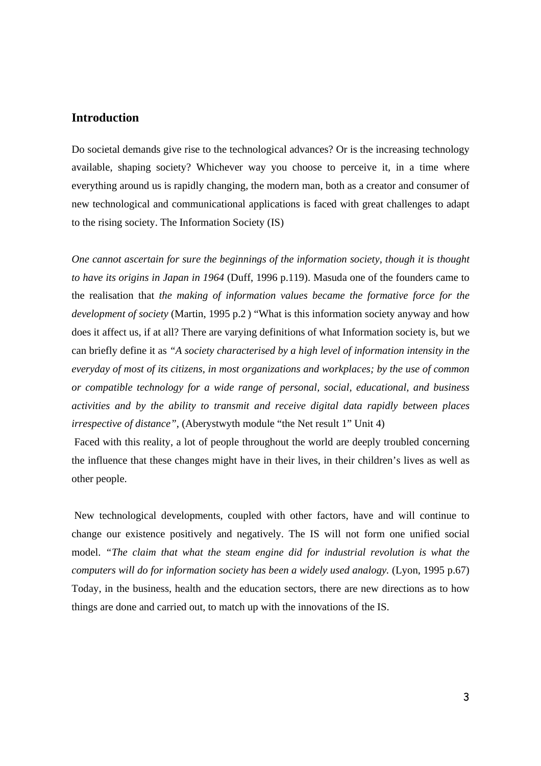## Introduction

Do societal demands give rise to the technological advances? Or is the increasing technology available, shaping society? Whichever way you choose to perceive it, in a time where everything around us is rapidly changing, the modern man, both as a creator and consumer of new technological and communicational applications is faced with great challenges to adapt to the rising society. The Information Society (IS)

*One cannot ascertain for sure the beginnings of the information society, though it is thought to have its origins in Japan in 1964* (Duff, 1996 p.119). Masuda one of the founders came to the realisation that *the making of information values became the formative force for the development of society* (Martin, 1995 p.2 ) "What is this information society anyway and how does it affect us, if at all? There are varying definitions of what Information society is, but we can briefly define it as *"A society characterised by a high level of information intensity in the everyday of most of its citizens, in most organizations and workplaces; by the use of common or compatible technology for a wide range of personal, social, educational, and business activities and by the ability to transmit and receive digital data rapidly between places irrespective of distance"*, (Aberystwyth module "the Net result 1" Unit 4)

Faced with this reality, a lot of people throughout the world are deeply troubled concerning the influence that these changes might have in their lives, in their children's lives as well as other people.

New technological developments, coupled with other factors, have and will continue to change our existence positively and negatively. The IS will not form one unified social model. "*The claim that what the steam engine did for industrial revolution is what the computers will do for information society has been a widely used analogy.* (Lyon, 1995 p.67) Today, in the business, health and the education sectors, there are new directions as to how things are done and carried out, to match up with the innovations of the IS.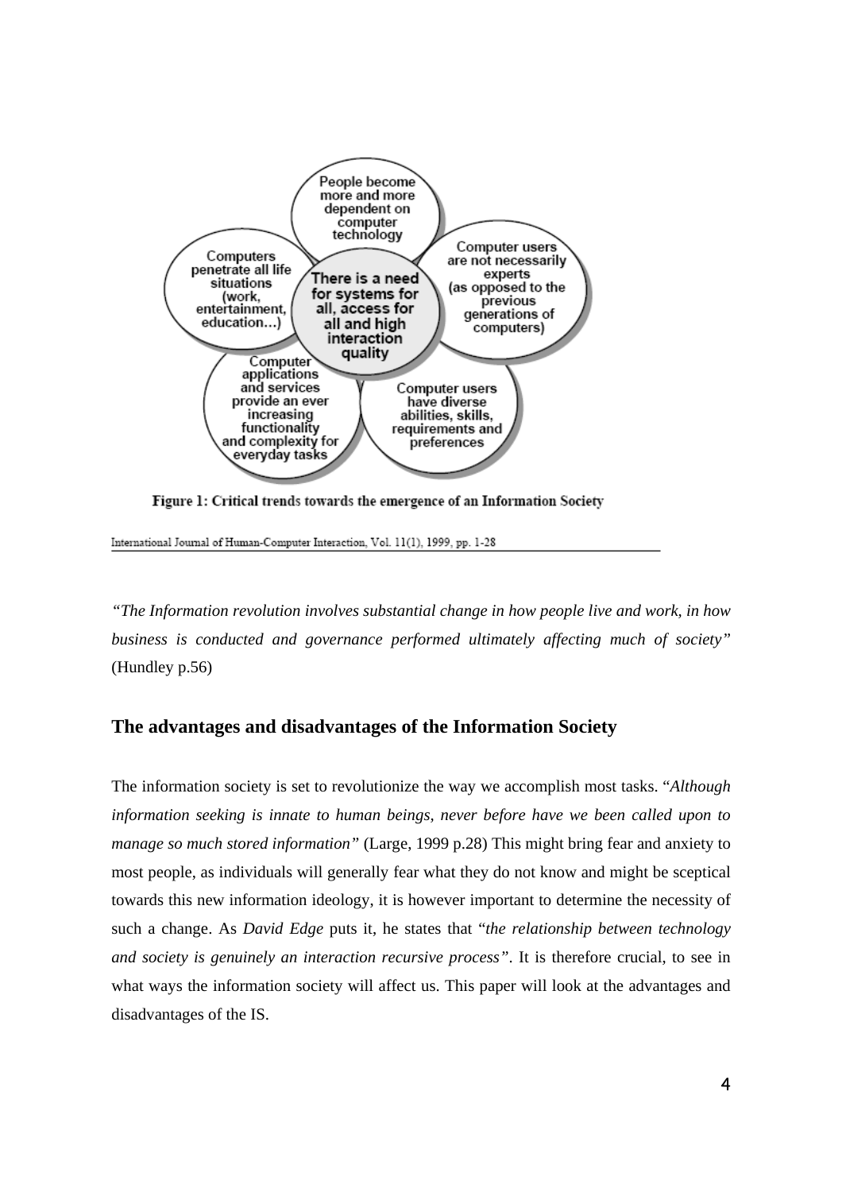**Figure 1: Critical trends towards the emergence of an Information Society**

International Journal of Human-Computer Interaction, Vol. 11(1), 1999, pp. 1-28

*"The Information revolution involves substantial change in how people live and work, in how business is conducted and governance performed ultimately affecting much of society"* (Hundley p.56)

## The advantages and disadvantages of the Information Society

The information society is set to revolutionize the way we accomplish most tasks. "*Although information seeking is innate to human beings, never before have we been called upon to manage so much stored information"* (Large, 1999 p.28) This might bring fear and anxiety to most people, as individuals will generally fear what they do not know and might be sceptical towards this new information ideology, it is however important to determine the necessity of such a change. As *David Edge* puts it, he states that "*the relationship between technology and society is genuinely an interaction recursive process"*. It is therefore crucial, to see in what ways the information society will affect us. This paper will look at the advantages and disadvantages of the IS.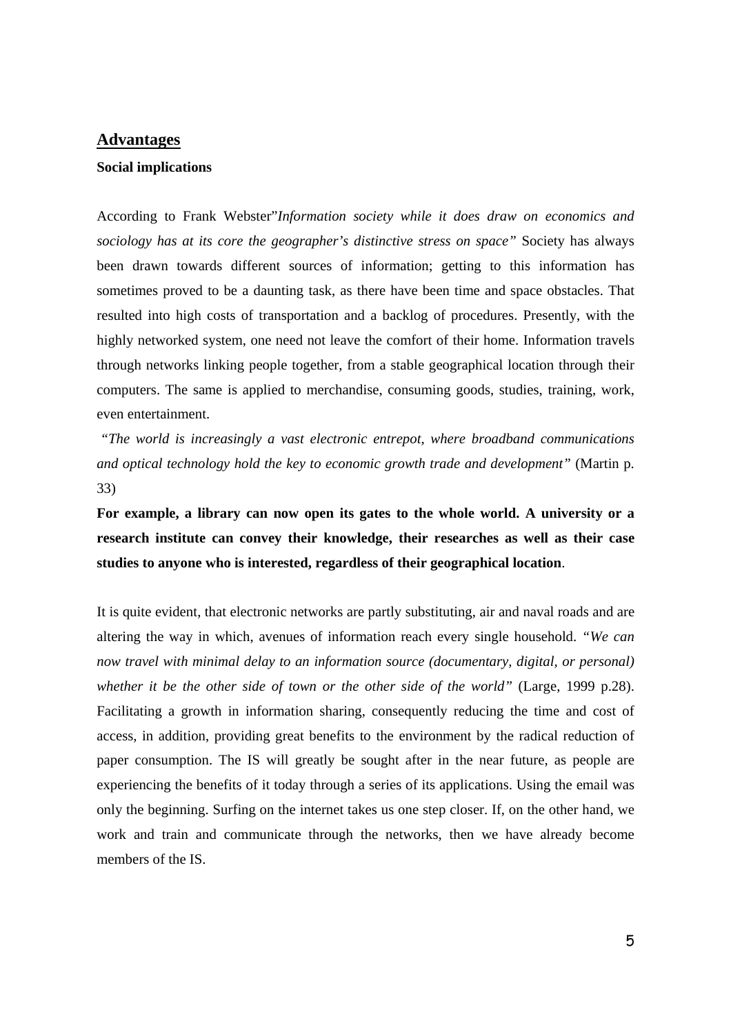## Advantages

### Social implications

According to Frank Webster"*Information society while it does draw on economics and sociology has at its core the geographer's distinctive stress on space"* Society has always been drawn towards different sources of information; getting to this information has sometimes proved to be a daunting task, as there have been time and space obstacles. That resulted into high costs of transportation and a backlog of procedures. Presently, with the highly networked system, one need not leave the comfort of their home. Information travels through networks linking people together, from a stable geographical location through their computers. The same is applied to merchandise, consuming goods, studies, training, work, even entertainment.

*"The world is increasingly a vast electronic entrepot, where broadband communications and optical technology hold the key to economic growth trade and development"* (Martin p. 33)

**For example, a library can now open its gates to the whole world. A university or a research institute can convey their knowledge, their researches as well as their case studies to anyone who is interested, regardless of their geographical location**.

It is quite evident, that electronic networks are partly substituting, air and naval roads and are altering the way in which, avenues of information reach every single household. *"We can now travel with minimal delay to an information source (documentary, digital, or personal) whether it be the other side of town or the other side of the world"* (Large, 1999 p.28). Facilitating a growth in information sharing, consequently reducing the time and cost of access, in addition, providing great benefits to the environment by the radical reduction of paper consumption. The IS will greatly be sought after in the near future, as people are experiencing the benefits of it today through a series of its applications. Using the email was only the beginning. Surfing on the internet takes us one step closer. If, on the other hand, we work and train and communicate through the networks, then we have already become members of the IS.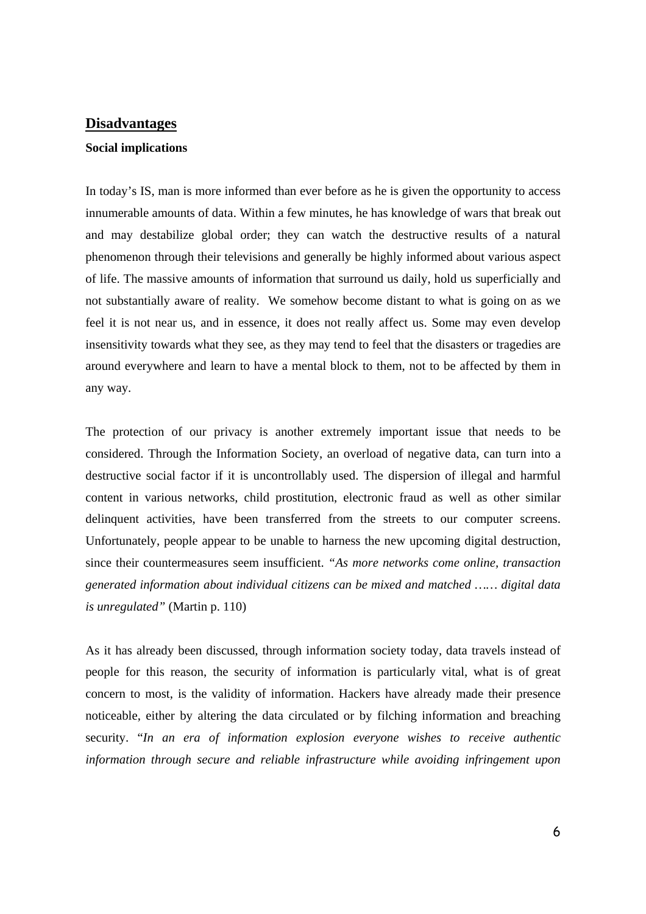## Disadvantages

**Social implications**

In today's IS, man is more informed than ever before as he is given the opportunity to access innumerable amounts of data. Within a few minutes, he has knowledge of wars that break out and may destabilize global order; they can watch the destructive results of a natural phenomenon through their televisions and generally be highly informed about various aspect of life. The massive amounts of information that surround us daily, hold us superficially and not substantially aware of reality. We somehow become distant to what is going on as we feel it is not near us, and in essence, it does not really affect us. Some may even develop insensitivity towards what they see, as they may tend to feel that the disasters or tragedies are around everywhere and learn to have a mental block to them, not to be affected by them in any way.

The protection of our privacy is another extremely important issue that needs to be considered. Through the Information Society, an overload of negative data, can turn into a destructive social factor if it is uncontrollably used. The dispersion of illegal and harmful content in various networks, child prostitution, electronic fraud as well as other similar delinquent activities, have been transferred from the streets to our computer screens. Unfortunately, people appear to be unable to harness the new upcoming digital destruction, since their countermeasures seem insufficient. *"As more networks come online, transaction generated information about individual citizens can be mixed and matched …… digital data is unregulated"* (Martin p. 110)

As it has already been discussed, through information society today, data travels instead of people for this reason, the security of information is particularly vital, what is of great concern to most, is the validity of information. Hackers have already made their presence noticeable, either by altering the data circulated or by filching information and breaching security. "*In an era of information explosion everyone wishes to receive authentic information through secure and reliable infrastructure while avoiding infringement upon*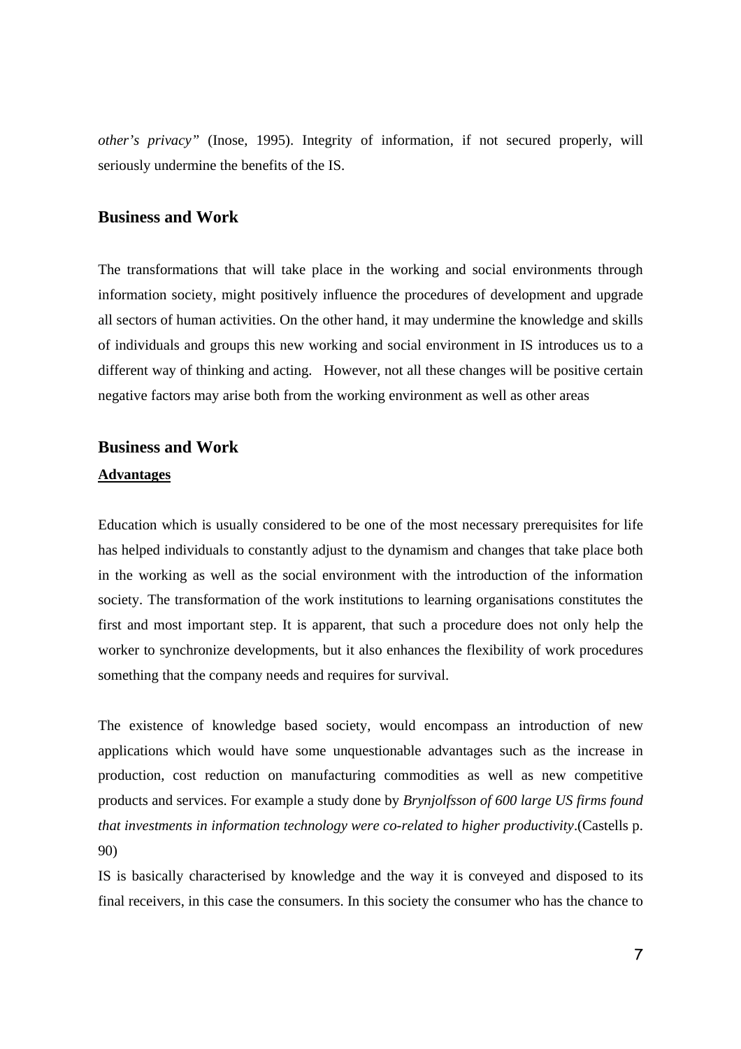*other's privacy"* (Inose, 1995). Integrity of information, if not secured properly, will seriously undermine the benefits of the IS.

## Business and Work

The transformations that will take place in the working and social environments through information society, might positively influence the procedures of development and upgrade all sectors of human activities. On the other hand, it may undermine the knowledge and skills of individuals and groups this new working and social environment in IS introduces us to a different way of thinking and acting. However, not all these changes will be positive certain negative factors may arise both from the working environment as well as other areas

## Business and Work

**Advantages**

Education which is usually considered to be one of the most necessary prerequisites for life has helped individuals to constantly adjust to the dynamism and changes that take place both in the working as well as the social environment with the introduction of the information society. The transformation of the work institutions to learning organisations constitutes the first and most important step. It is apparent, that such a procedure does not only help the worker to synchronize developments, but it also enhances the flexibility of work procedures something that the company needs and requires for survival.

The existence of knowledge based society, would encompass an introduction of new applications which would have some unquestionable advantages such as the increase in production, cost reduction on manufacturing commodities as well as new competitive products and services. For example a study done by *Brynjolfsson of 600 large US firms found that investments in information technology were co-related to higher productivity*.(Castells p. 90)

IS is basically characterised by knowledge and the way it is conveyed and disposed to its final receivers, in this case the consumers. In this society the consumer who has the chance to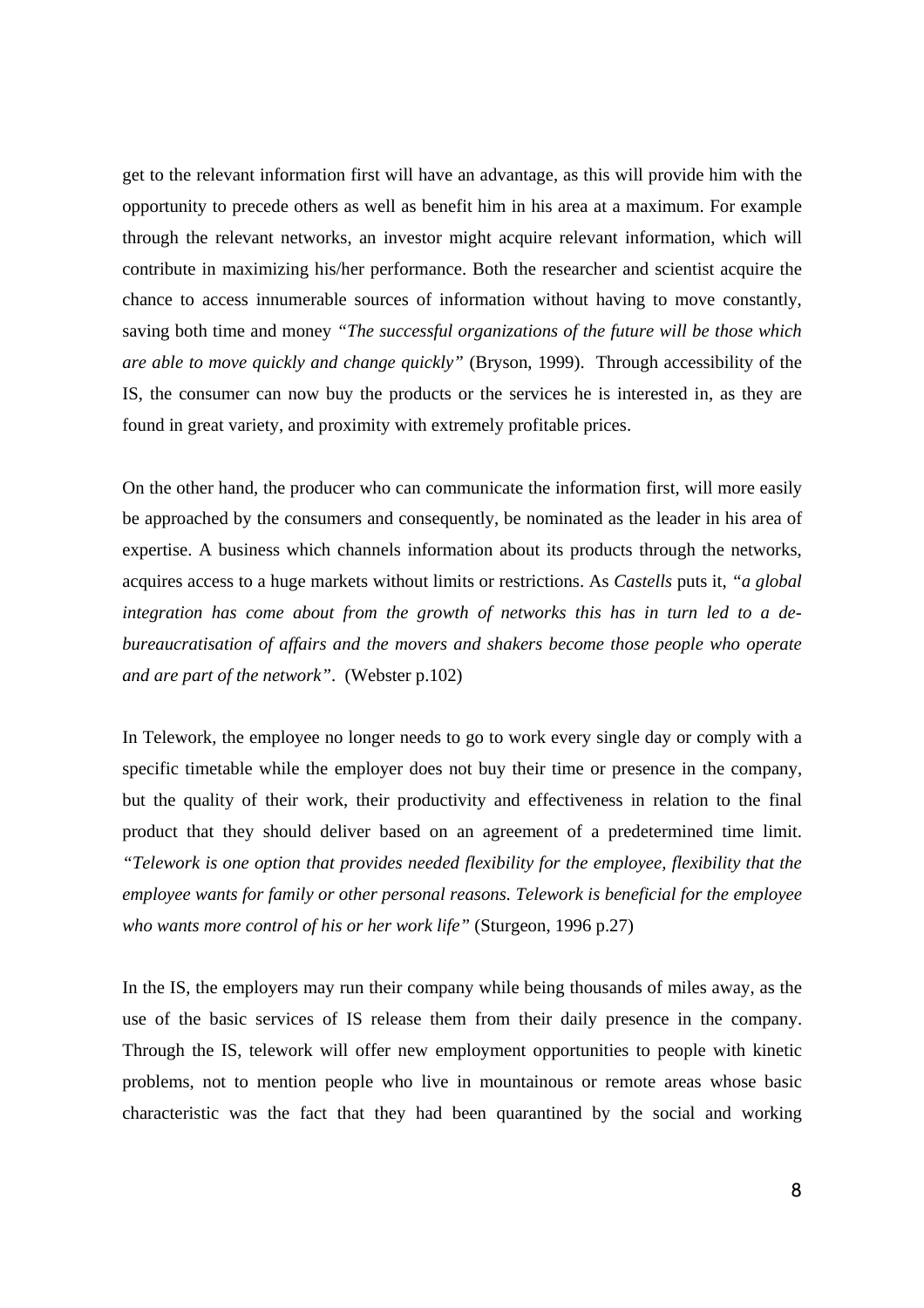get to the relevant information first will have an advantage, as this will provide him with the opportunity to precede others as well as benefit him in his area at a maximum. For example through the relevant networks, an investor might acquire relevant information, which will contribute in maximizing his/her performance. Both the researcher and scientist acquire the chance to access innumerable sources of information without having to move constantly, saving both time and money *"The successful organizations of the future will be those which are able to move quickly and change quickly"* (Bryson, 1999). Through accessibility of the IS, the consumer can now buy the products or the services he is interested in, as they are found in great variety, and proximity with extremely profitable prices.

On the other hand, the producer who can communicate the information first, will more easily be approached by the consumers and consequently, be nominated as the leader in his area of expertise. A business which channels information about its products through the networks, acquires access to a huge markets without limits or restrictions. As *Castells* puts it, *"a global integration has come about from the growth of networks this has in turn led to a de-bureaucratisation of affairs and the movers and shakers become those people who operate and are part of the network"*. (Webster p.102)

In Telework, the employee no longer needs to go to work every single day or comply with a specific timetable while the employer does not buy their time or presence in the company, but the quality of their work, their productivity and effectiveness in relation to the final product that they should deliver based on an agreement of a predetermined time limit. *"Telework is one option that provides needed flexibility for the employee, flexibility that the employee wants for family or other personal reasons. Telework is beneficial for the employee who wants more control of his or her work life"* (Sturgeon, 1996 p.27)

In the IS, the employers may run their company while being thousands of miles away, as the use of the basic services of IS release them from their daily presence in the company. Through the IS, telework will offer new employment opportunities to people with kinetic problems, not to mention people who live in mountainous or remote areas whose basic characteristic was the fact that they had been quarantined by the social and working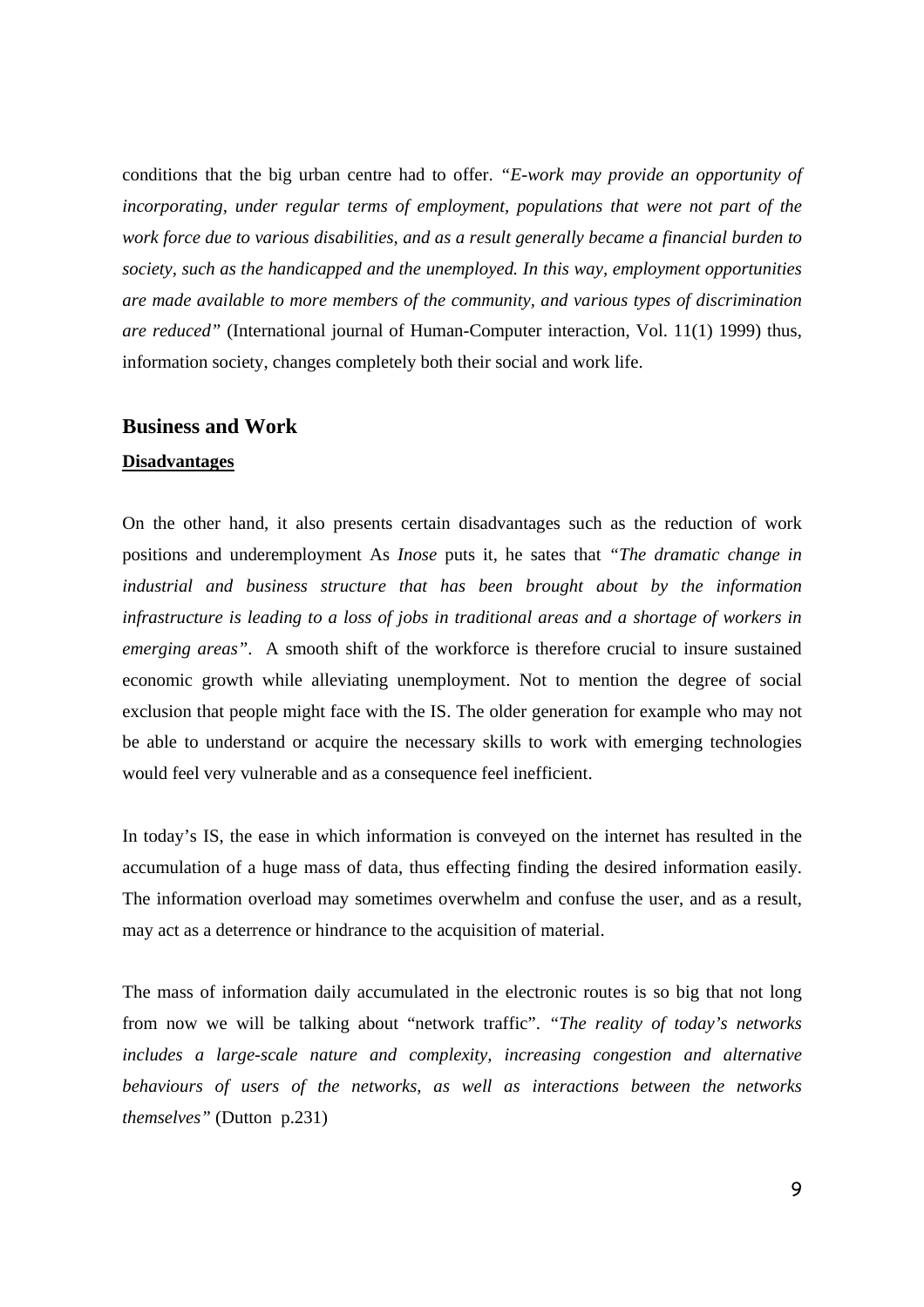conditions that the big urban centre had to offer. *"E-work may provide an opportunity of incorporating, under regular terms of employment, populations that were not part of the work force due to various disabilities, and as a result generally became a financial burden to society, such as the handicapped and the unemployed. In this way, employment opportunities are made available to more members of the community, and various types of discrimination are reduced"* (International journal of Human-Computer interaction, Vol. 11(1) 1999) thus, information society, changes completely both their social and work life.

## Business and Work

**Disadvantages**

On the other hand, it also presents certain disadvantages such as the reduction of work positions and underemployment As *Inose* puts it, he sates that *"The dramatic change in industrial and business structure that has been brought about by the information infrastructure is leading to a loss of jobs in traditional areas and a shortage of workers in emerging areas"*. A smooth shift of the workforce is therefore crucial to insure sustained economic growth while alleviating unemployment. Not to mention the degree of social exclusion that people might face with the IS. The older generation for example who may not be able to understand or acquire the necessary skills to work with emerging technologies would feel very vulnerable and as a consequence feel inefficient.

In today's IS, the ease in which information is conveyed on the internet has resulted in the accumulation of a huge mass of data, thus effecting finding the desired information easily. The information overload may sometimes overwhelm and confuse the user, and as a result, may act as a deterrence or hindrance to the acquisition of material.

The mass of information daily accumulated in the electronic routes is so big that not long from now we will be talking about "network traffic". *"The reality of today's networks includes a large-scale nature and complexity, increasing congestion and alternative behaviours of users of the networks, as well as interactions between the networks themselves"* (Dutton p.231)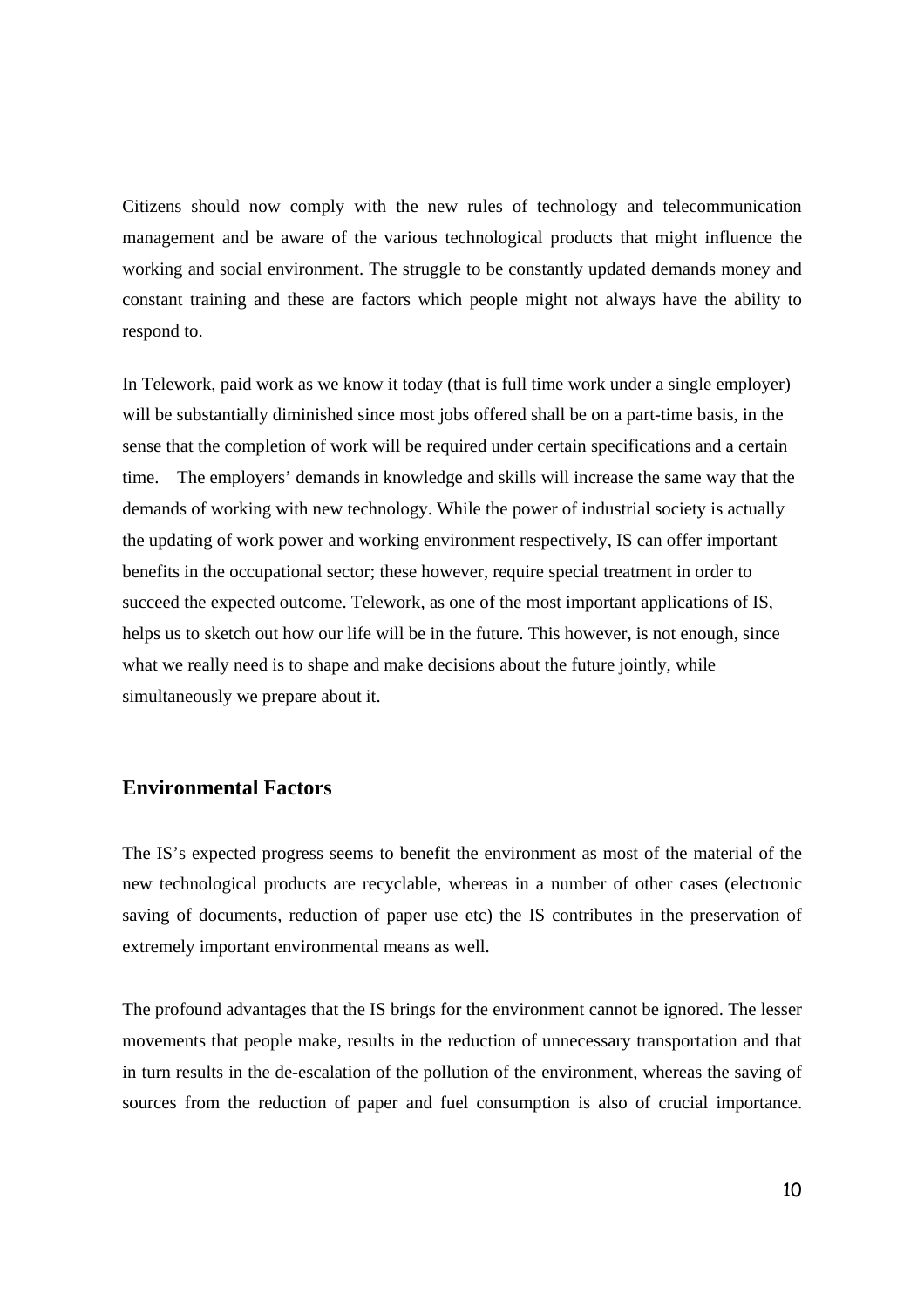Citizens should now comply with the new rules of technology and telecommunication management and be aware of the various technological products that might influence the working and social environment. The struggle to be constantly updated demands money and constant training and these are factors which people might not always have the ability to respond to.

In Telework, paid work as we know it today (that is full time work under a single employer) will be substantially diminished since most jobs offered shall be on a part-time basis, in the sense that the completion of work will be required under certain specifications and a certain time. The employers' demands in knowledge and skills will increase the same way that the demands of working with new technology. While the power of industrial society is actually the updating of work power and working environment respectively, IS can offer important benefits in the occupational sector; these however, require special treatment in order to succeed the expected outcome. Telework, as one of the most important applications of IS, helps us to sketch out how our life will be in the future. This however, is not enough, since what we really need is to shape and make decisions about the future jointly, while simultaneously we prepare about it.

## Environmental Factors

The IS's expected progress seems to benefit the environment as most of the material of the new technological products are recyclable, whereas in a number of other cases (electronic saving of documents, reduction of paper use etc) the IS contributes in the preservation of extremely important environmental means as well.

The profound advantages that the IS brings for the environment cannot be ignored. The lesser movements that people make, results in the reduction of unnecessary transportation and that in turn results in the de-escalation of the pollution of the environment, whereas the saving of sources from the reduction of paper and fuel consumption is also of crucial importance.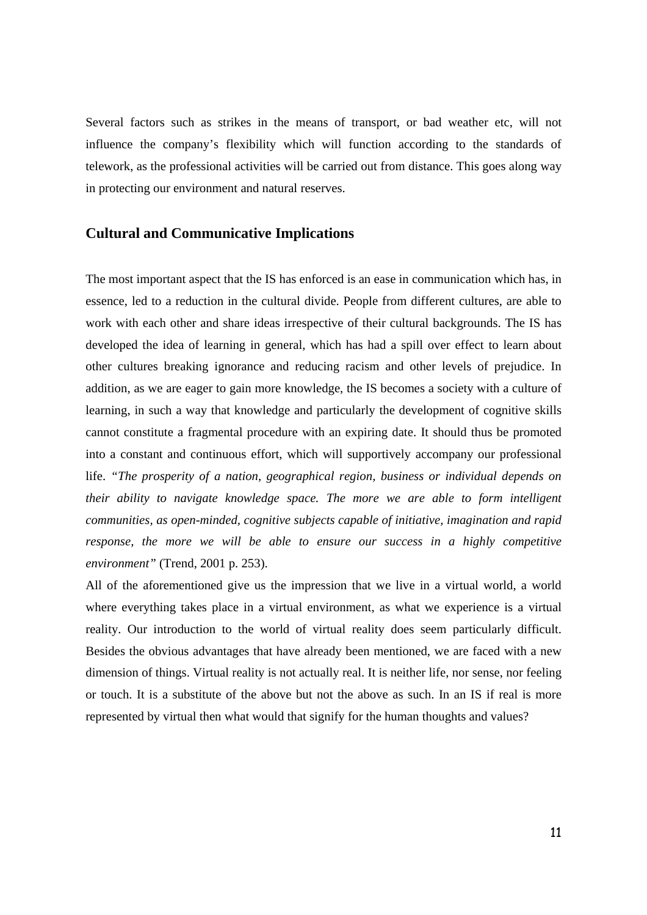Several factors such as strikes in the means of transport, or bad weather etc, will not influence the company's flexibility which will function according to the standards of telework, as the professional activities will be carried out from distance. This goes along way in protecting our environment and natural reserves.

### Cultural and Communicative Implications

The most important aspect that the IS has enforced is an ease in communication which has, in essence, led to a reduction in the cultural divide. People from different cultures, are able to work with each other and share ideas irrespective of their cultural backgrounds. The IS has developed the idea of learning in general, which has had a spill over effect to learn about other cultures breaking ignorance and reducing racism and other levels of prejudice. In addition, as we are eager to gain more knowledge, the IS becomes a society with a culture of learning, in such a way that knowledge and particularly the development of cognitive skills cannot constitute a fragmental procedure with an expiring date. It should thus be promoted into a constant and continuous effort, which will supportively accompany our professional life. *"The prosperity of a nation, geographical region, business or individual depends on their ability to navigate knowledge space. The more we are able to form intelligent communities, as open-minded, cognitive subjects capable of initiative, imagination and rapid response, the more we will be able to ensure our success in a highly competitive environment"* (Trend, 2001 p. 253).

All of the aforementioned give us the impression that we live in a virtual world, a world where everything takes place in a virtual environment, as what we experience is a virtual reality. Our introduction to the world of virtual reality does seem particularly difficult. Besides the obvious advantages that have already been mentioned, we are faced with a new dimension of things. Virtual reality is not actually real. It is neither life, nor sense, nor feeling or touch. It is a substitute of the above but not the above as such. In an IS if real is more represented by virtual then what would that signify for the human thoughts and values?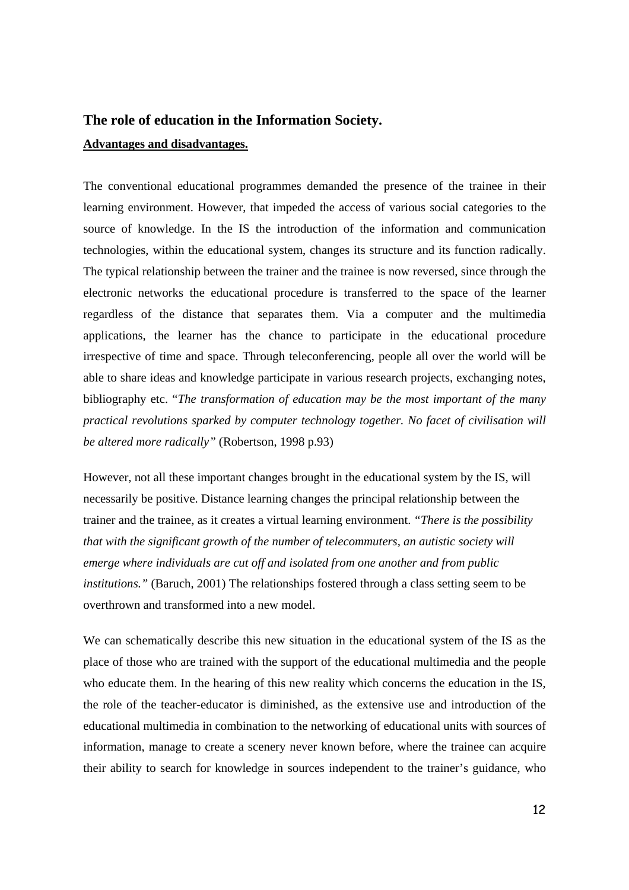## The role of education in the Information Society.

**Advantages and disadvantages.**

The conventional educational programmes demanded the presence of the trainee in their learning environment. However, that impeded the access of various social categories to the source of knowledge. In the IS the introduction of the information and communication technologies, within the educational system, changes its structure and its function radically. The typical relationship between the trainer and the trainee is now reversed, since through the electronic networks the educational procedure is transferred to the space of the learner regardless of the distance that separates them. Via a computer and the multimedia applications, the learner has the chance to participate in the educational procedure irrespective of time and space. Through teleconferencing, people all over the world will be able to share ideas and knowledge participate in various research projects, exchanging notes, bibliography etc. "*The transformation of education may be the most important of the many practical revolutions sparked by computer technology together. No facet of civilisation will be altered more radically"* (Robertson, 1998 p.93)

However, not all these important changes brought in the educational system by the IS, will necessarily be positive. Distance learning changes the principal relationship between the trainer and the trainee, as it creates a virtual learning environment. *"There is the possibility that with the significant growth of the number of telecommuters, an autistic society will emerge where individuals are cut off and isolated from one another and from public institutions."* (Baruch, 2001) The relationships fostered through a class setting seem to be overthrown and transformed into a new model.

We can schematically describe this new situation in the educational system of the IS as the place of those who are trained with the support of the educational multimedia and the people who educate them. In the hearing of this new reality which concerns the education in the IS, the role of the teacher-educator is diminished, as the extensive use and introduction of the educational multimedia in combination to the networking of educational units with sources of information, manage to create a scenery never known before, where the trainee can acquire their ability to search for knowledge in sources independent to the trainer's guidance, who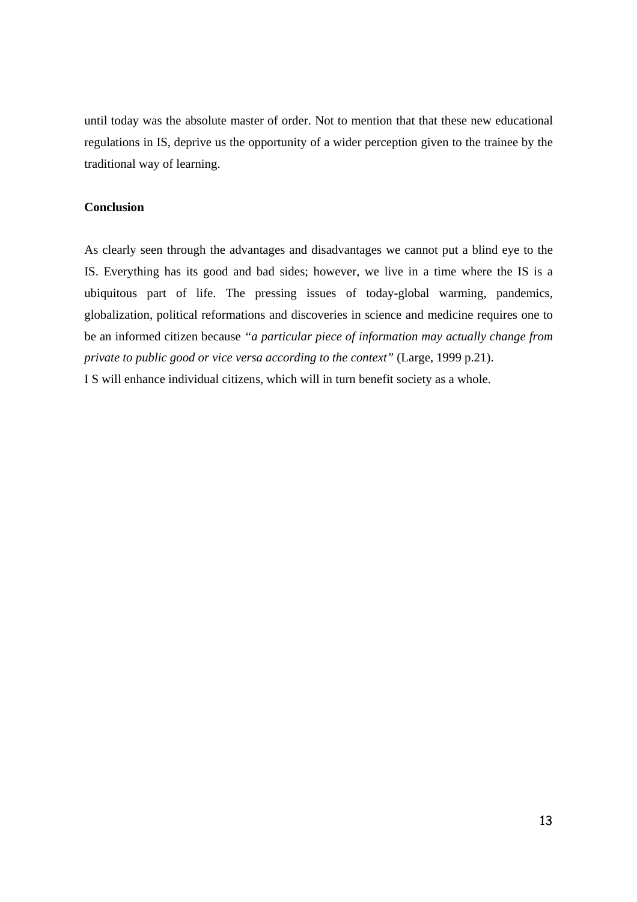until today was the absolute master of order. Not to mention that that these new educational regulations in IS, deprive us the opportunity of a wider perception given to the trainee by the traditional way of learning.

**Conclusion**

As clearly seen through the advantages and disadvantages we cannot put a blind eye to the IS. Everything has its good and bad sides; however, we live in a time where the IS is a ubiquitous part of life. The pressing issues of today-global warming, pandemics, globalization, political reformations and discoveries in science and medicine requires one to be an informed citizen because *"a particular piece of information may actually change from private to public good or vice versa according to the context"* (Large, 1999 p.21).

I S will enhance individual citizens, which will in turn benefit society as a whole.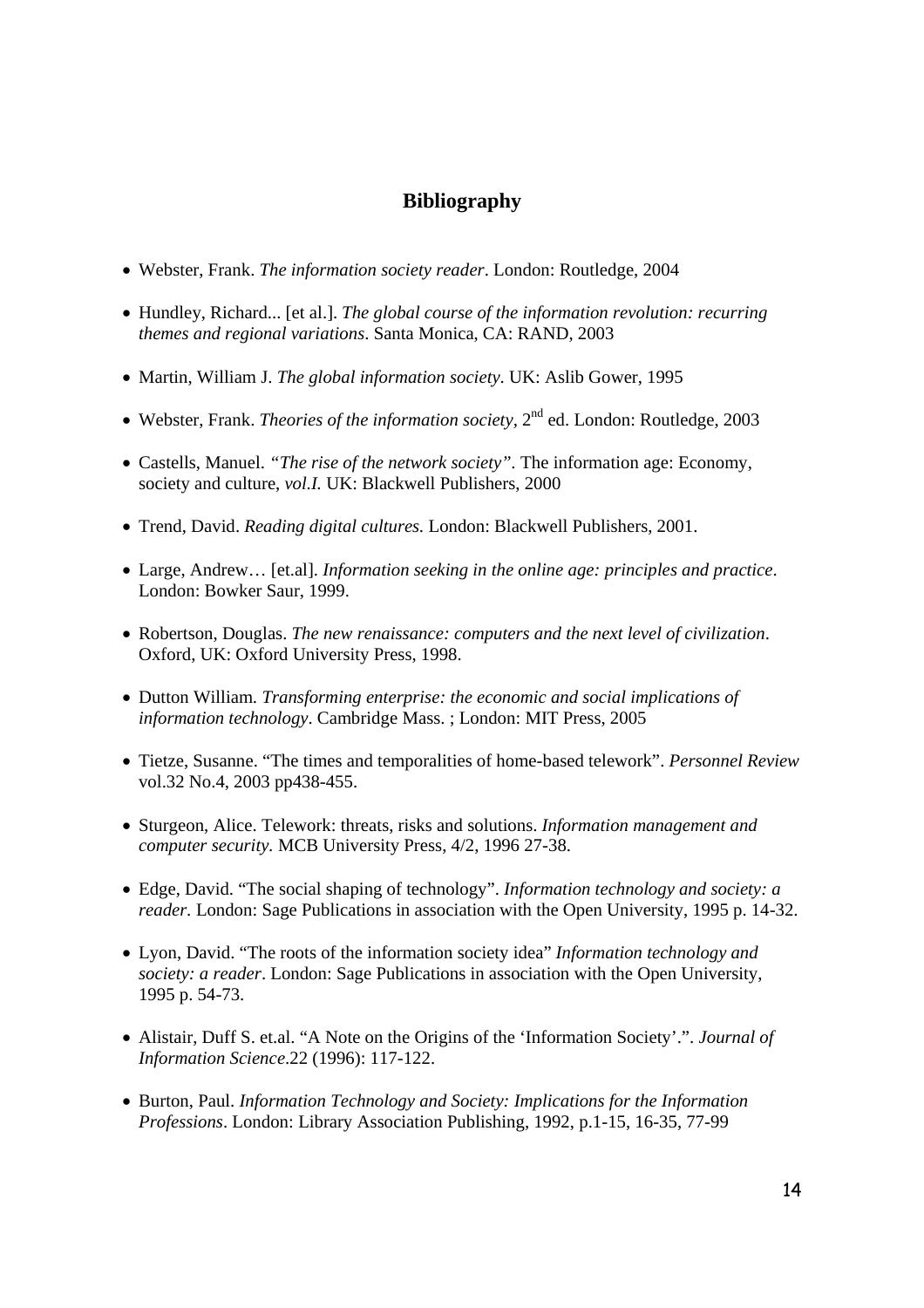## Bibliography

- Webster, Frank. *The information society reader*. London: Routledge, 2004
- Hundley, Richard... [et al.]. *The global course of the information revolution: recurring themes and regional variations*. Santa Monica, CA: RAND, 2003
- Martin, William J. *The global information society*. UK: Aslib Gower, 1995
- Webster, Frank. *Theories of the information society*, 2nd ed. London: Routledge, 2003
- Castells, Manuel. *"The rise of the network society"*. The information age: Economy, society and culture, *vol.I.* UK: Blackwell Publishers, 2000
- Trend, David. *Reading digital cultures.* London: Blackwell Publishers, 2001.
- Large, Andrew… [et.al]. *Information seeking in the online age: principles and practice*. London: Bowker Saur, 1999.
- Robertson, Douglas. *The new renaissance: computers and the next level of civilization*. Oxford, UK: Oxford University Press, 1998.
- Dutton William. *Transforming enterprise: the economic and social implications of information technology*. Cambridge Mass. ; London: MIT Press, 2005
- Tietze, Susanne. "The times and temporalities of home-based telework". *Personnel Review* vol.32 No.4, 2003 pp438-455.
- Sturgeon, Alice. Telework: threats, risks and solutions. *Information management and computer security.* MCB University Press, 4/2, 1996 27-38.
- Edge, David. "The social shaping of technology". *Information technology and society: a reader.* London: Sage Publications in association with the Open University, 1995 p. 14-32.
- Lyon, David. "The roots of the information society idea" *Information technology and society: a reader*. London: Sage Publications in association with the Open University, 1995 p. 54-73.
- Alistair, Duff S. et.al. "A Note on the Origins of the 'Information Society'.". *Journal of Information Science*.22 (1996): 117-122.
- Burton, Paul. *Information Technology and Society: Implications for the Information Professions*. London: Library Association Publishing, 1992, p.1-15, 16-35, 77-99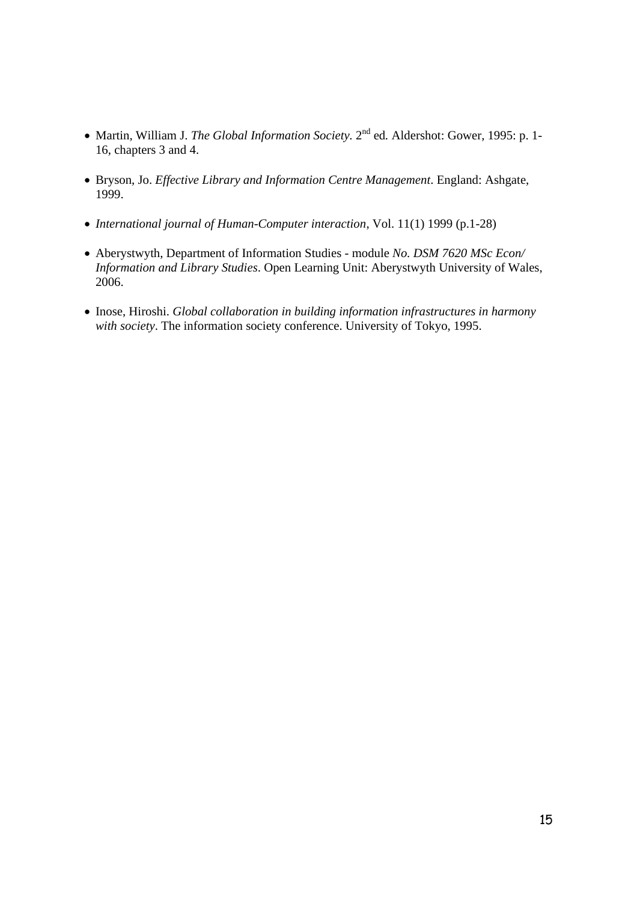- Martin, William J. *The Global Information Society*. $2^{nd}$ ed. Aldershot: Gower, 1995: p. 1-16, chapters 3 and 4.

- Bryson, Jo. *Effective Library and Information Centre Management*. England: Ashgate, 1999.

- *International journal of Human-Computer interaction*, Vol. 11(1) 1999 (p.1-28)

- Aberystwyth, Department of Information Studies - module *No. DSM 7620 MSc Econ/ Information and Library Studies*. Open Learning Unit: Aberystwyth University of Wales, 2006.

- Inose, Hiroshi. *Global collaboration in building information infrastructures in harmony with society*. The information society conference. University of Tokyo, 1995.